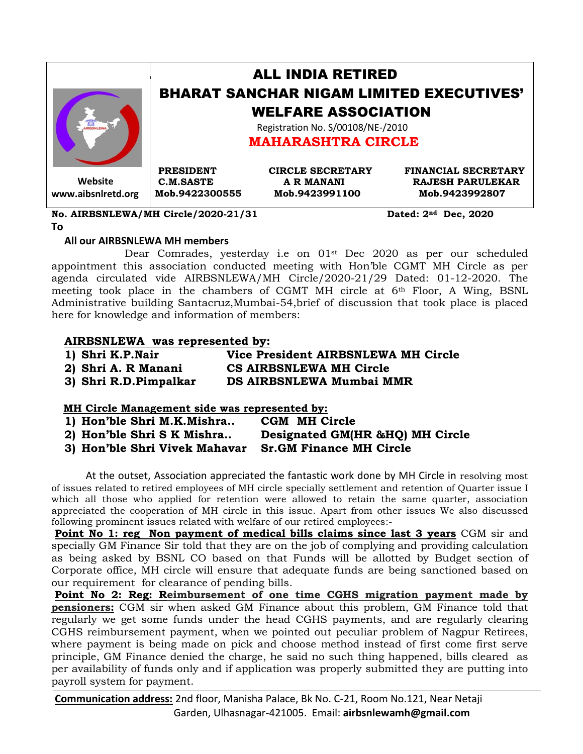# ALL INDIA RETIRED BHARAT SANCHAR NIGAM LIMITED EXECUTIVES' WELFARE ASSOCIATION

Registration No. S/00108/NE-/2010

## MAHARASHTRA CIRCLE

Website
www.aibsnlretd.org

| PRESIDENT | CIRCLE SECRETARY | FINANCIAL SECRETARY |
|---|---|---|
| C.M.SASTE | A R MANANI | RAJESH PARULEKAR |
| Mob.9422300555 | Mob.9423991100 | Mob.9423992807 |

**No. AIRBSNLEWA/MH Circle/2020-21/31** **Dated: 2nd Dec, 2020**

**To**

**All our AIRBSNLEWA MH members**

Dear Comrades, yesterday i.e on 01st Dec 2020 as per our scheduled appointment this association conducted meeting with Hon'ble CGMT MH Circle as per agenda circulated vide AIRBSNLEWA/MH Circle/2020-21/29 Dated: 01-12-2020. The meeting took place in the chambers of CGMT MH circle at 6th Floor, A Wing, BSNL Administrative building Santacruz,Mumbai-54,brief of discussion that took place is placed here for knowledge and information of members:

**AIRBSNLEWA was represented by:**

1) **Shri K.P.Nair** — **Vice President AIRBSNLEWA MH Circle**
2) **Shri A. R Manani** — **CS AIRBSNLEWA MH Circle**
3) **Shri R.D.Pimpalkar** — **DS AIRBSNLEWA Mumbai MMR**

**MH Circle Management side was represented by:**

1) **Hon'ble Shri M.K.Mishra..** — **CGM MH Circle**
2) **Hon'ble Shri S K Mishra..** — **Designated GM(HR &HQ) MH Circle**
3) **Hon'ble Shri Vivek Mahavar** — **Sr.GM Finance MH Circle**

At the outset, Association appreciated the fantastic work done by MH Circle in resolving most of issues related to retired employees of MH circle specially settlement and retention of Quarter issue I which all those who applied for retention were allowed to retain the same quarter, association appreciated the cooperation of MH circle in this issue. Apart from other issues We also discussed following prominent issues related with welfare of our retired employees:-

**Point No 1: reg Non payment of medical bills claims since last 3 years** CGM sir and specially GM Finance Sir told that they are on the job of complying and providing calculation as being asked by BSNL CO based on that Funds will be allotted by Budget section of Corporate office, MH circle will ensure that adequate funds are being sanctioned based on our requirement for clearance of pending bills.

**Point No 2: Reg: Reimbursement of one time CGHS migration payment made by pensioners:** CGM sir when asked GM Finance about this problem, GM Finance told that regularly we get some funds under the head CGHS payments, and are regularly clearing CGHS reimbursement payment, when we pointed out peculiar problem of Nagpur Retirees, where payment is being made on pick and choose method instead of first come first serve principle, GM Finance denied the charge, he said no such thing happened, bills cleared as per availability of funds only and if application was properly submitted they are putting into payroll system for payment.

**Communication address:** 2nd floor, Manisha Palace, Bk No. C-21, Room No.121, Near Netaji Garden, Ulhasnagar-421005. Email: **airbsnlewamh@gmail.com**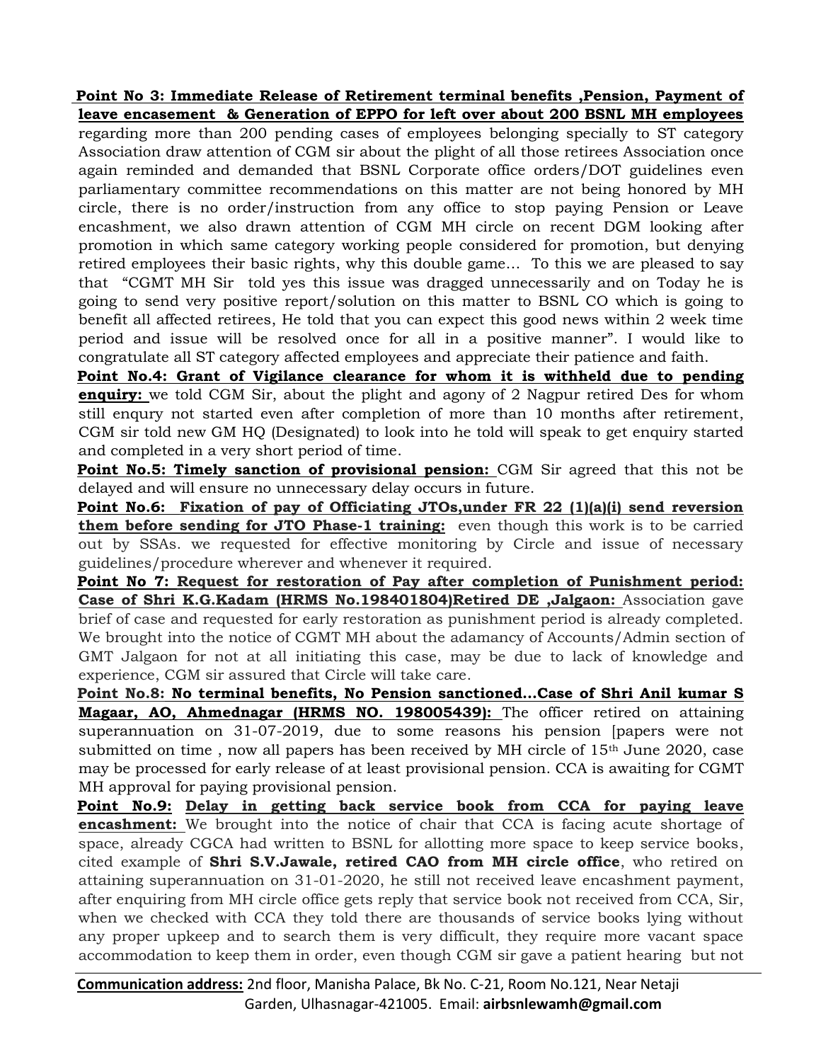**Point No 3: Immediate Release of Retirement terminal benefits ,Pension, Payment of leave encasement & Generation of EPPO for left over about 200 BSNL MH employees** regarding more than 200 pending cases of employees belonging specially to ST category Association draw attention of CGM sir about the plight of all those retirees Association once again reminded and demanded that BSNL Corporate office orders/DOT guidelines even parliamentary committee recommendations on this matter are not being honored by MH circle, there is no order/instruction from any office to stop paying Pension or Leave encashment, we also drawn attention of CGM MH circle on recent DGM looking after promotion in which same category working people considered for promotion, but denying retired employees their basic rights, why this double game… To this we are pleased to say that "CGMT MH Sir told yes this issue was dragged unnecessarily and on Today he is going to send very positive report/solution on this matter to BSNL CO which is going to benefit all affected retirees, He told that you can expect this good news within 2 week time period and issue will be resolved once for all in a positive manner". I would like to congratulate all ST category affected employees and appreciate their patience and faith.

**Point No.4: Grant of Vigilance clearance for whom it is withheld due to pending enquiry:** we told CGM Sir, about the plight and agony of 2 Nagpur retired Des for whom still enqury not started even after completion of more than 10 months after retirement, CGM sir told new GM HQ (Designated) to look into he told will speak to get enquiry started and completed in a very short period of time.

**Point No.5: Timely sanction of provisional pension:** CGM Sir agreed that this not be delayed and will ensure no unnecessary delay occurs in future.

**Point No.6: Fixation of pay of Officiating JTOs,under FR 22 (1)(a)(i) send reversion them before sending for JTO Phase-1 training:** even though this work is to be carried out by SSAs. we requested for effective monitoring by Circle and issue of necessary guidelines/procedure wherever and whenever it required.

**Point No 7: Request for restoration of Pay after completion of Punishment period: Case of Shri K.G.Kadam (HRMS No.198401804)Retired DE ,Jalgaon:** Association gave brief of case and requested for early restoration as punishment period is already completed. We brought into the notice of CGMT MH about the adamancy of Accounts/Admin section of GMT Jalgaon for not at all initiating this case, may be due to lack of knowledge and experience, CGM sir assured that Circle will take care.

**Point No.8: No terminal benefits, No Pension sanctioned…Case of Shri Anil kumar S Magaar, AO, Ahmednagar (HRMS NO. 198005439):** The officer retired on attaining superannuation on 31-07-2019, due to some reasons his pension [papers were not submitted on time , now all papers has been received by MH circle of 15th June 2020, case may be processed for early release of at least provisional pension. CCA is awaiting for CGMT MH approval for paying provisional pension.

**Point No.9: Delay in getting back service book from CCA for paying leave encashment:** We brought into the notice of chair that CCA is facing acute shortage of space, already CGCA had written to BSNL for allotting more space to keep service books, cited example of **Shri S.V.Jawale, retired CAO from MH circle office**, who retired on attaining superannuation on 31-01-2020, he still not received leave encashment payment, after enquiring from MH circle office gets reply that service book not received from CCA, Sir, when we checked with CCA they told there are thousands of service books lying without any proper upkeep and to search them is very difficult, they require more vacant space accommodation to keep them in order, even though CGM sir gave a patient hearing but not

**Communication address:** 2nd floor, Manisha Palace, Bk No. C-21, Room No.121, Near Netaji Garden, Ulhasnagar-421005. Email: **airbsnlewamh@gmail.com**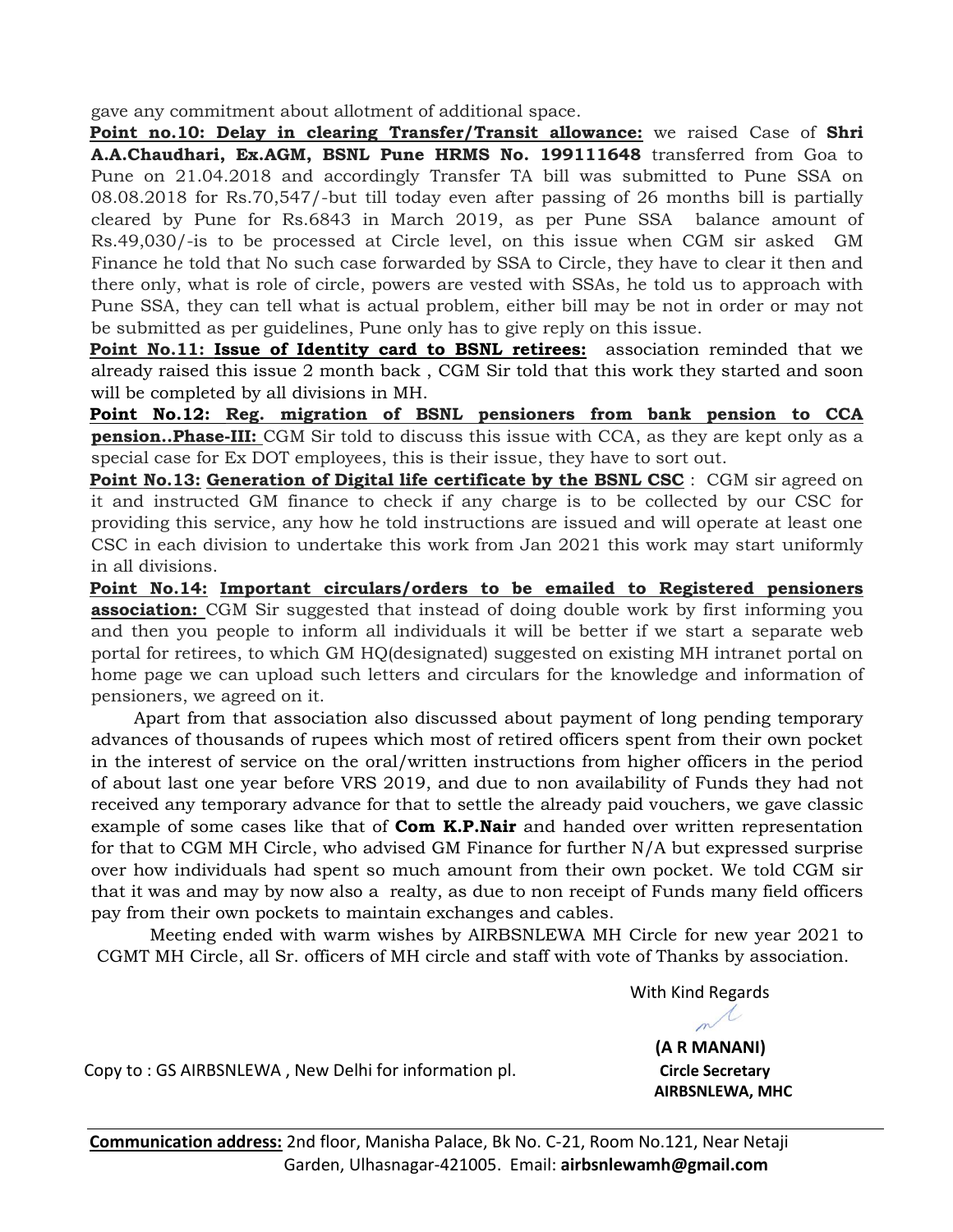gave any commitment about allotment of additional space.

**Point no.10: Delay in clearing Transfer/Transit allowance:** we raised Case of **Shri A.A.Chaudhari, Ex.AGM, BSNL Pune HRMS No. 199111648** transferred from Goa to Pune on 21.04.2018 and accordingly Transfer TA bill was submitted to Pune SSA on 08.08.2018 for Rs.70,547/-but till today even after passing of 26 months bill is partially cleared by Pune for Rs.6843 in March 2019, as per Pune SSA balance amount of Rs.49,030/-is to be processed at Circle level, on this issue when CGM sir asked GM Finance he told that No such case forwarded by SSA to Circle, they have to clear it then and there only, what is role of circle, powers are vested with SSAs, he told us to approach with Pune SSA, they can tell what is actual problem, either bill may be not in order or may not be submitted as per guidelines, Pune only has to give reply on this issue.

**Point No.11: Issue of Identity card to BSNL retirees:** association reminded that we already raised this issue 2 month back , CGM Sir told that this work they started and soon will be completed by all divisions in MH.

**Point No.12: Reg. migration of BSNL pensioners from bank pension to CCA pension..Phase-III:** CGM Sir told to discuss this issue with CCA, as they are kept only as a special case for Ex DOT employees, this is their issue, they have to sort out.

**Point No.13: Generation of Digital life certificate by the BSNL CSC** : CGM sir agreed on it and instructed GM finance to check if any charge is to be collected by our CSC for providing this service, any how he told instructions are issued and will operate at least one CSC in each division to undertake this work from Jan 2021 this work may start uniformly in all divisions.

**Point No.14: Important circulars/orders to be emailed to Registered pensioners association:** CGM Sir suggested that instead of doing double work by first informing you and then you people to inform all individuals it will be better if we start a separate web portal for retirees, to which GM HQ(designated) suggested on existing MH intranet portal on home page we can upload such letters and circulars for the knowledge and information of pensioners, we agreed on it.

Apart from that association also discussed about payment of long pending temporary advances of thousands of rupees which most of retired officers spent from their own pocket in the interest of service on the oral/written instructions from higher officers in the period of about last one year before VRS 2019, and due to non availability of Funds they had not received any temporary advance for that to settle the already paid vouchers, we gave classic example of some cases like that of **Com K.P.Nair** and handed over written representation for that to CGM MH Circle, who advised GM Finance for further N/A but expressed surprise over how individuals had spent so much amount from their own pocket. We told CGM sir that it was and may by now also a realty, as due to non receipt of Funds many field officers pay from their own pockets to maintain exchanges and cables.

Meeting ended with warm wishes by AIRBSNLEWA MH Circle for new year 2021 to CGMT MH Circle, all Sr. officers of MH circle and staff with vote of Thanks by association.

With Kind Regards

**(A R MANANI)**
**Circle Secretary**
**AIRBSNLEWA, MHC**

Copy to : GS AIRBSNLEWA , New Delhi for information pl.

**Communication address:** 2nd floor, Manisha Palace, Bk No. C-21, Room No.121, Near Netaji Garden, Ulhasnagar-421005. Email: **airbsnlewamh@gmail.com**